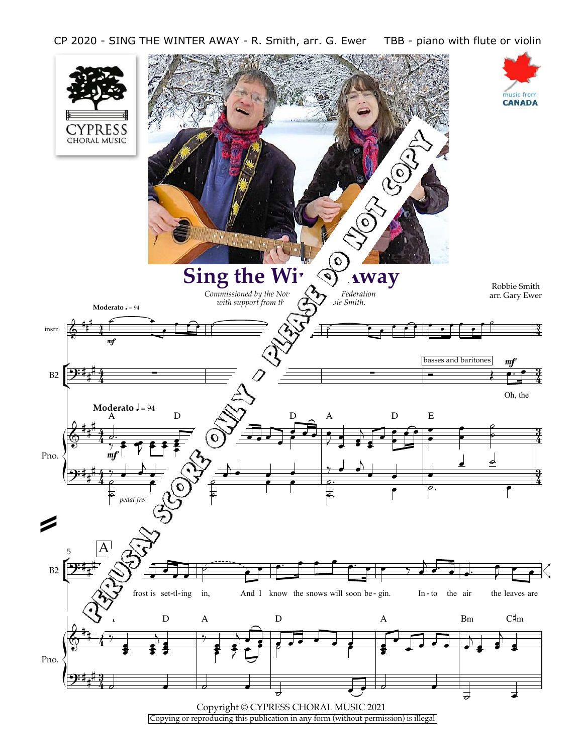CP 2020 - SING THE WINTER AWAY - R. Smith, arr. G. Ewer TBB - piano with flute or violin

CYPRESS CHORAL MUSIC

music from CANADA

PERUSAL SCORE ONLY - PLEASE DO NOT COPY

# Sing the Wi... ...away

*Commissioned by the Nov... Federation with support from th... ...ie Smith.*

Robbie Smith
arr. Gary Ewer

Moderato ♩ = 94

instr.

B2

basses and baritones

Oh, the

Pno.

A D D A D E

*pedal fre...*

5 A

frost is set-tl-ing in, And I know the snows will soon be- gin. In - to the air the leaves are

D A D A Bm C♯m

Copyright © CYPRESS CHORAL MUSIC 2021

Copying or reproducing this publication in any form (without permission) is illegal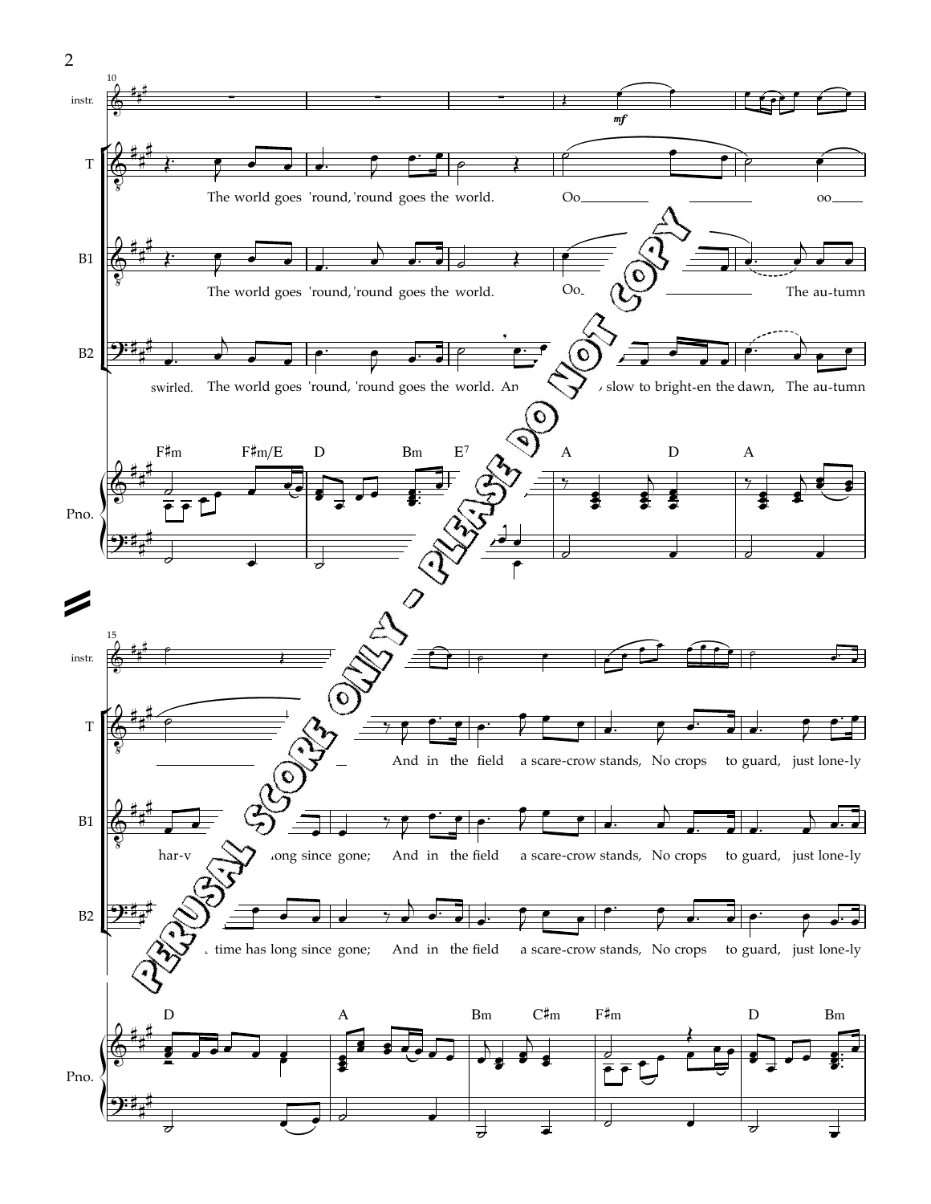PERUSAL SCORE ONLY - PLEASE DO NOT COPY

instr.

T: The world goes 'round, 'round goes the world. Oo oo

B1: The world goes 'round, 'round goes the world. Oo The au-tumn

B2: swirled. The world goes 'round, 'round goes the world. An slow to bright-en the dawn, The au-tumn

Pno.: F♯m F♯m/E D Bm E7 A D A

T: And in the field a scare-crow stands, No crops to guard, just lone-ly

B1: har-v long since gone; And in the field a scare-crow stands, No crops to guard, just lone-ly

B2: time has long since gone; And in the field a scare-crow stands, No crops to guard, just lone-ly

Pno.: D A Bm C♯m F♯m D Bm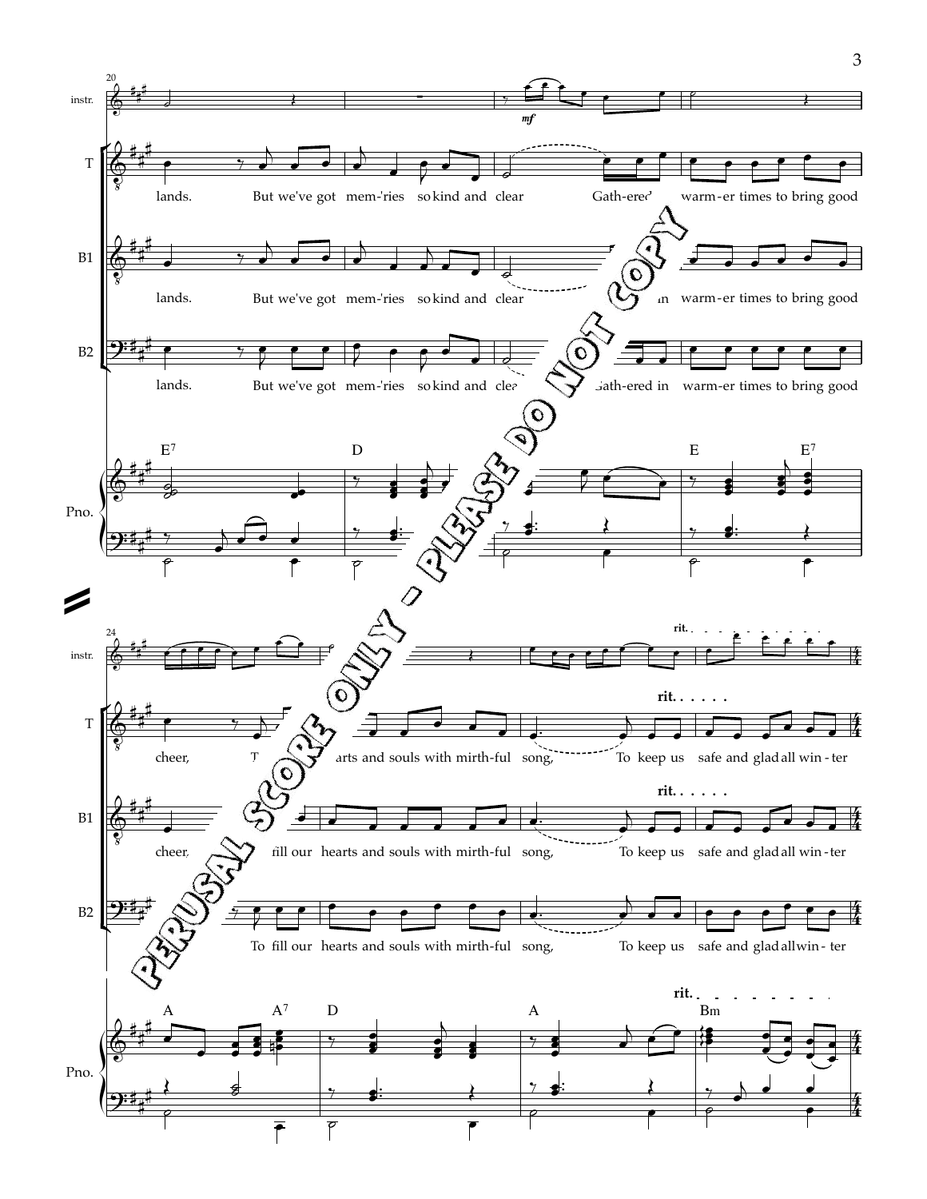PERUSAL SCORE ONLY - PLEASE DO NOT COPY

instr.

T

lands. But we've got mem-'ries so kind and clear Gath-ered in warm-er times to bring good

B1

lands. But we've got mem-'ries so kind and clear Gath-ered in warm-er times to bring good

B2

lands. But we've got mem-'ries so kind and clear Gath-ered in warm-er times to bring good

Pno.

E7 D E E7

*mf*

instr.

T

cheer, To fill our hearts and souls with mirth-ful song, To keep us safe and glad all win-ter

B1

cheer, To fill our hearts and souls with mirth-ful song, To keep us safe and glad all win-ter

B2

cheer, To fill our hearts and souls with mirth-ful song, To keep us safe and glad all win-ter

Pno.

A A7 D A Bm

rit.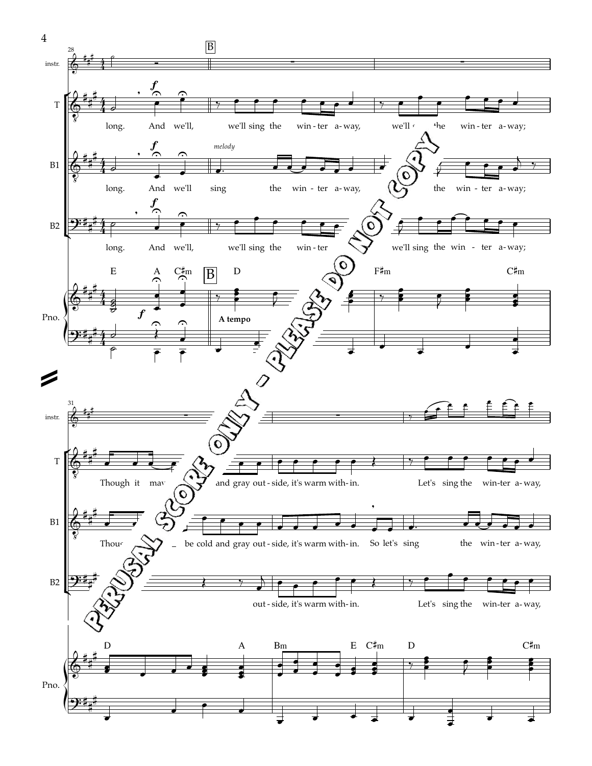B

instr.

T
long. And we'll, we'll sing the win - ter a - way, we'll s- the win - ter a - way;

B1
*melody*
long. And we'll sing the win - ter a - way, the win - ter a - way;

B2
long. And we'll, we'll sing the win - ter we'll sing the win - ter a - way;

Pno.
E A C♯m D F♯m C♯m

**A tempo**

PERUSAL SCORE ONLY - PLEASE DO NOT COPY

instr.

T
Though it may and gray out - side, it's warm with - in. Let's sing the win - ter a - way,

B1
Thou be cold and gray out - side, it's warm with - in. So let's sing the win - ter a - way,

B2
out - side, it's warm with - in. Let's sing the win - ter a - way,

Pno.
D A Bm E C♯m D C♯m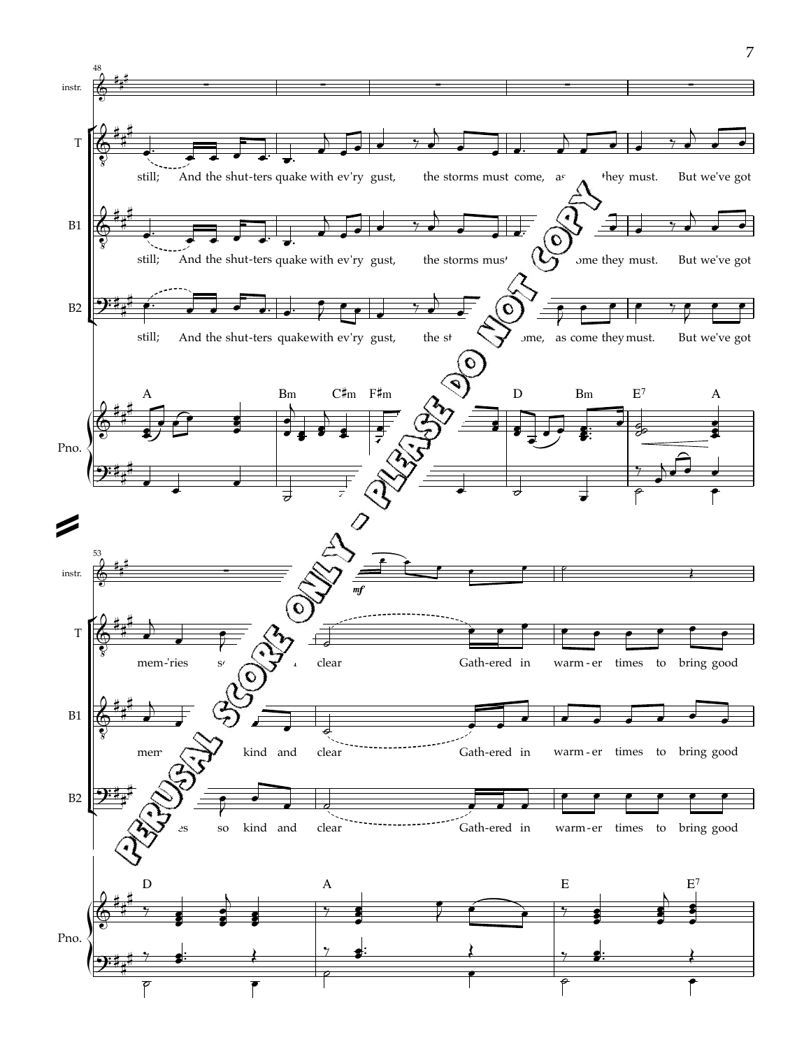instr.

T: still; And the shut-ters quake with ev'ry gust, the storms must come, as they must. But we've got

B1: still; And the shut-ters quake with ev'ry gust, the storms must come they must. But we've got

B2: still; And the shut-ters quake with ev'ry gust, the st ome, as come they must. But we've got

Pno.: A Bm C♯m F♯m D Bm E7 A

PERUSAL SCORE ONLY - PLEASE DO NOT COPY

instr. *mf*

T: mem-'ries clear Gath-ered in warm-er times to bring good

B1: mem kind and clear Gath-ered in warm-er times to bring good

B2: es so kind and clear Gath-ered in warm-er times to bring good

Pno.: D A E E7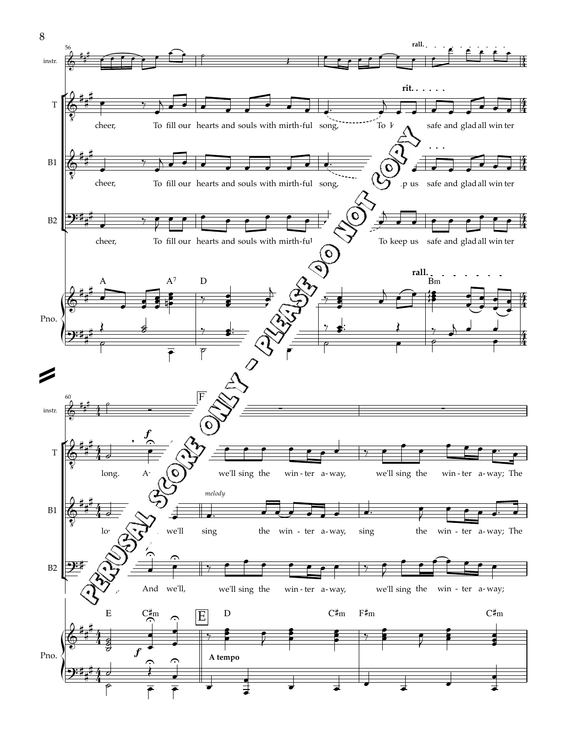PERUSAL SCORE ONLY - PLEASE DO NOT COPY

T: cheer, To fill our hearts and souls with mirth-ful song, To keep us safe and glad all win-ter long. And we'll sing the win-ter a-way, we'll sing the win-ter a-way; The

B1: cheer, To fill our hearts and souls with mirth-ful song, To keep us safe and glad all win-ter long. And we'll sing the win-ter a-way, sing the win-ter a-way; The

B2: cheer, To fill our hearts and souls with mirth-ful song, To keep us safe and glad all win-ter long. And we'll, we'll sing the win-ter a-way, we'll sing the win-ter a-way;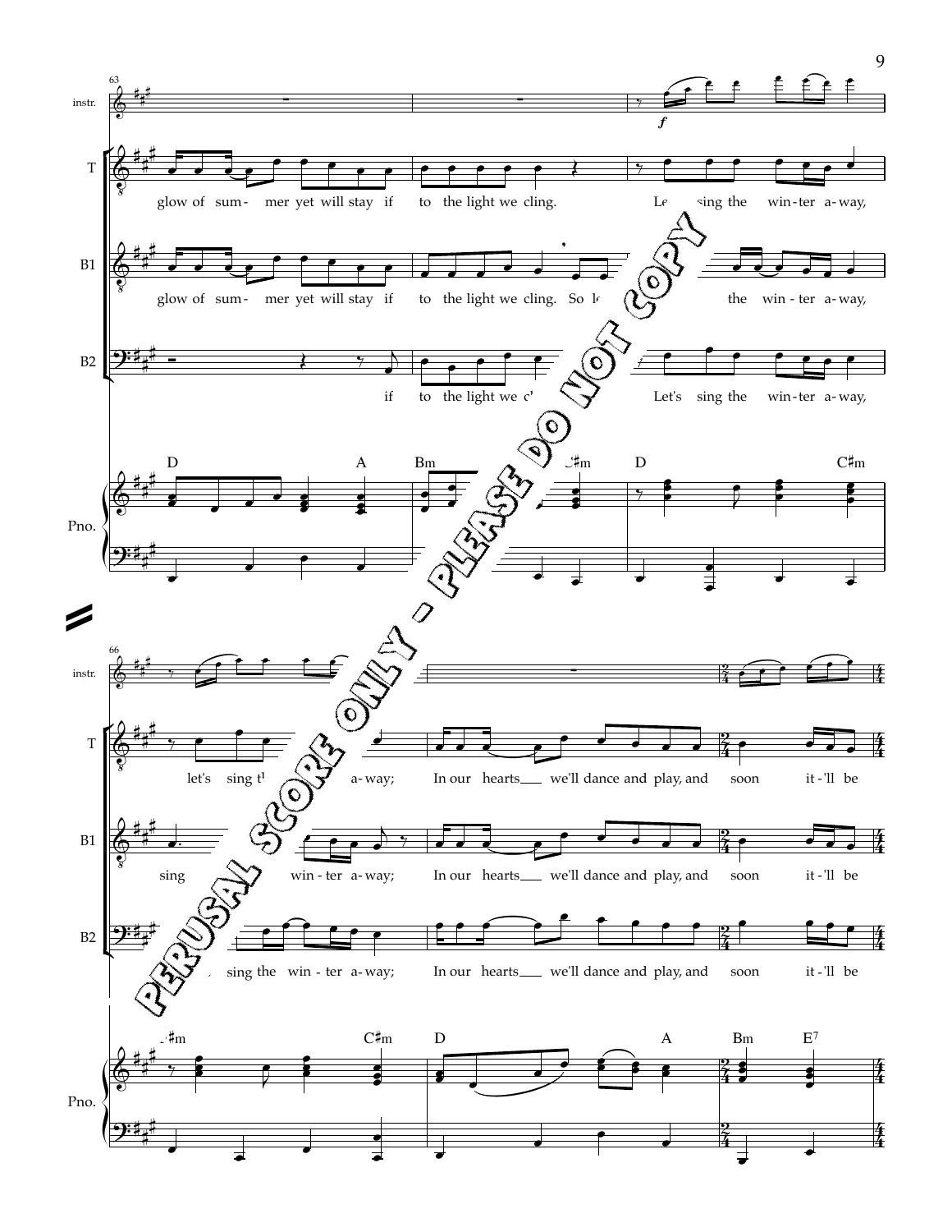instr.

T

B1

B2

Pno.

glow of sum- mer yet will stay if to the light we cling. Let's sing the win-ter a-way,

glow of sum- mer yet will stay if to the light we cling. So let's sing the win-ter a-way,

if to the light we cling. Let's sing the win-ter a-way,

D A Bm C♯m D C♯m

*f*

let's sing the win-ter a-way; In our hearts we'll dance and play, and soon it-'ll be

sing the win-ter a-way; In our hearts we'll dance and play, and soon it-'ll be

let's sing the win-ter a-way; In our hearts we'll dance and play, and soon it-'ll be

C♯m C♯m D A Bm E7

PERUSAL SCORE ONLY - PLEASE DO NOT COPY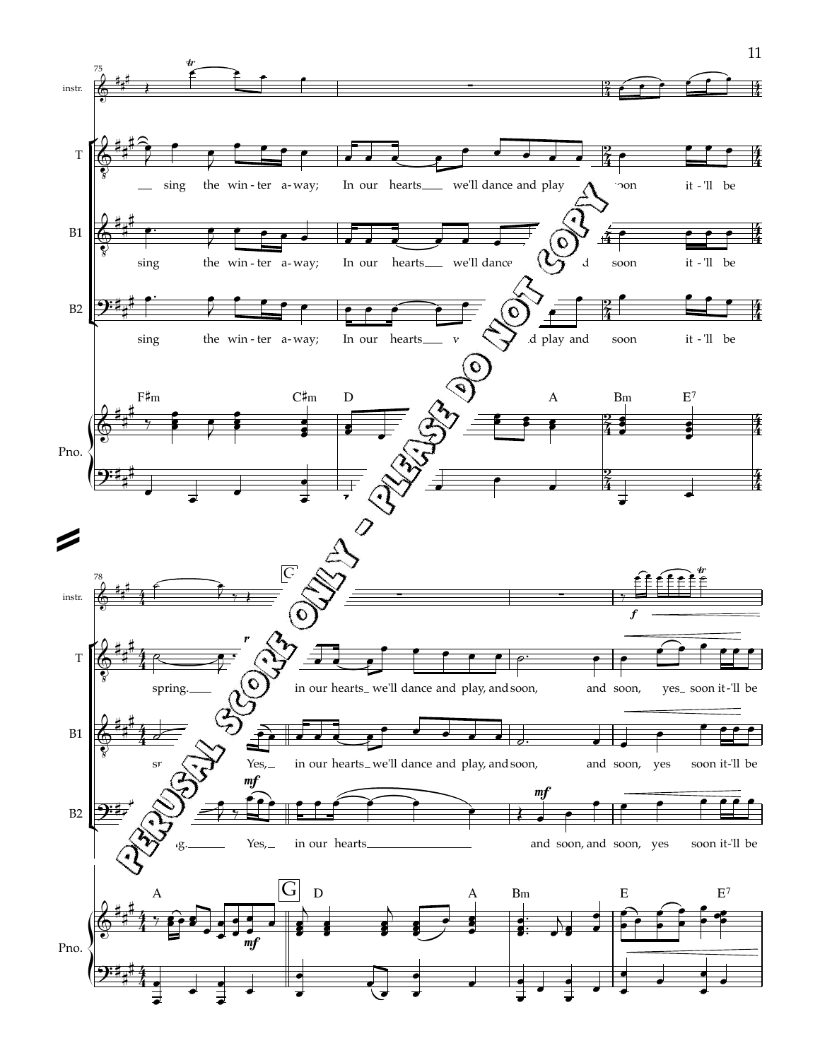instr.

T — sing the win - ter a - way; In our hearts we'll dance and play soon it -'ll be

B1 — sing the win - ter a - way; In our hearts we'll dance d soon it -'ll be

B2 — sing the win - ter a - way; In our hearts w d play and soon it -'ll be

Pno. — F♯m C♯m D A Bm E7

PERUSAL SCORE ONLY - PLEASE DO NOT COPY

instr.

T — spring. in our hearts we'll dance and play, and soon, and soon, yes soon it -'ll be

B1 — sp Yes, in our hearts we'll dance and play, and soon, and soon, yes soon it -'ll be

B2 — g. Yes, in our hearts and soon, and soon, yes soon it -'ll be

Pno. — A G D A Bm E E7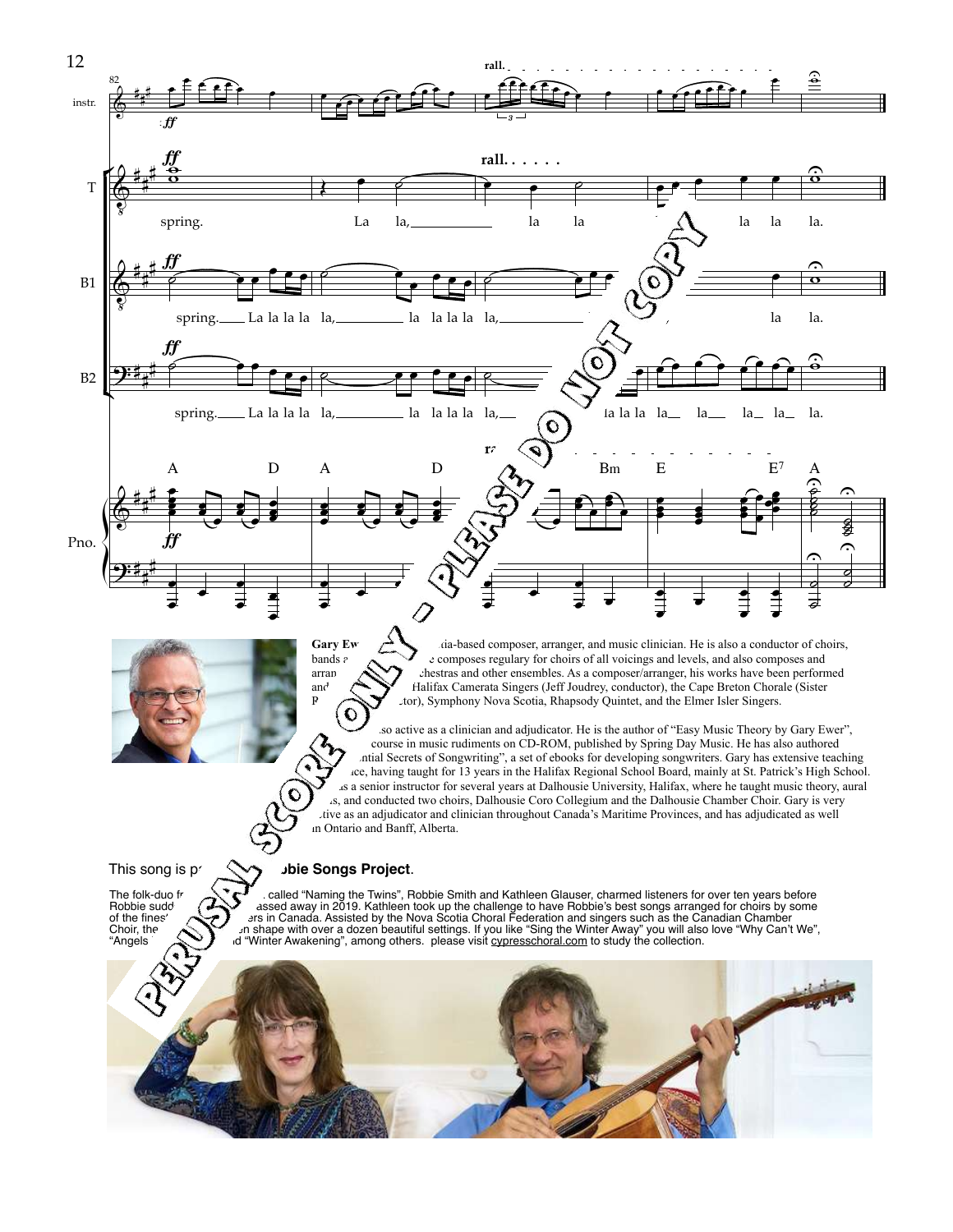**Gary Ew**... ...tia-based composer, arranger, and music clinician. He is also a conductor of choirs, bands a... ...e composes regulary for choirs of all voicings and levels, and also composes and arran... ...chestras and other ensembles. As a composer/arranger, his works have been performed and... ...Halifax Camerata Singers (Jeff Joudrey, conductor), the Cape Breton Chorale (Sister P... ...tor), Symphony Nova Scotia, Rhapsody Quintet, and the Elmer Isler Singers.

...so active as a clinician and adjudicator. He is the author of "Easy Music Theory by Gary Ewer", ...course in music rudiments on CD-ROM, published by Spring Day Music. He has also authored ...ntial Secrets of Songwriting", a set of ebooks for developing songwriters. Gary has extensive teaching ...ce, having taught for 13 years in the Halifax Regional School Board, mainly at St. Patrick's High School. ...s a senior instructor for several years at Dalhousie University, Halifax, where he taught music theory, aural ...s, and conducted two choirs, Dalhousie Coro Collegium and the Dalhousie Chamber Choir. Gary is very ...tive as an adjudicator and clinician throughout Canada's Maritime Provinces, and has adjudicated as well ...n Ontario and Banff, Alberta.

This song is p... **...obie Songs Project**.

The folk-duo f... ...called "Naming the Twins", Robbie Smith and Kathleen Glauser, charmed listeners for over ten years before Robbie sudd... ...assed away in 2019. Kathleen took up the challenge to have Robbie's best songs arranged for choirs by some of the fines... ...ers in Canada. Assisted by the Nova Scotia Choral Federation and singers such as the Canadian Chamber Choir, the... ...n shape with over a dozen beautiful settings. If you like "Sing the Winter Away" you will also love "Why Can't We", "Angels... ...d "Winter Awakening", among others. please visit cypresschoral.com to study the collection.

PERUSAL SCORE ONLY – PLEASE DO NOT COPY